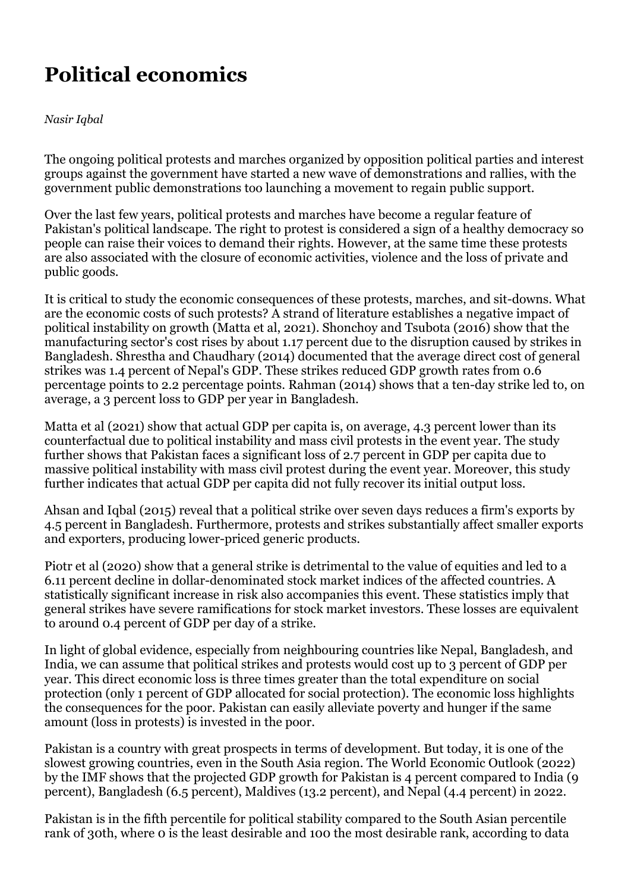# Political economics

*Nasir Iqbal*

The ongoing political protests and marches organized by opposition political parties and interest groups against the government have started a new wave of demonstrations and rallies, with the government public demonstrations too launching a movement to regain public support.

Over the last few years, political protests and marches have become a regular feature of Pakistan's political landscape. The right to protest is considered a sign of a healthy democracy so people can raise their voices to demand their rights. However, at the same time these protests are also associated with the closure of economic activities, violence and the loss of private and public goods.

It is critical to study the economic consequences of these protests, marches, and sit-downs. What are the economic costs of such protests? A strand of literature establishes a negative impact of political instability on growth (Matta et al, 2021). Shonchoy and Tsubota (2016) show that the manufacturing sector's cost rises by about 1.17 percent due to the disruption caused by strikes in Bangladesh. Shrestha and Chaudhary (2014) documented that the average direct cost of general strikes was 1.4 percent of Nepal's GDP. These strikes reduced GDP growth rates from 0.6 percentage points to 2.2 percentage points. Rahman (2014) shows that a ten-day strike led to, on average, a 3 percent loss to GDP per year in Bangladesh.

Matta et al (2021) show that actual GDP per capita is, on average, 4.3 percent lower than its counterfactual due to political instability and mass civil protests in the event year. The study further shows that Pakistan faces a significant loss of 2.7 percent in GDP per capita due to massive political instability with mass civil protest during the event year. Moreover, this study further indicates that actual GDP per capita did not fully recover its initial output loss.

Ahsan and Iqbal (2015) reveal that a political strike over seven days reduces a firm's exports by 4.5 percent in Bangladesh. Furthermore, protests and strikes substantially affect smaller exports and exporters, producing lower-priced generic products.

Piotr et al (2020) show that a general strike is detrimental to the value of equities and led to a 6.11 percent decline in dollar-denominated stock market indices of the affected countries. A statistically significant increase in risk also accompanies this event. These statistics imply that general strikes have severe ramifications for stock market investors. These losses are equivalent to around 0.4 percent of GDP per day of a strike.

In light of global evidence, especially from neighbouring countries like Nepal, Bangladesh, and India, we can assume that political strikes and protests would cost up to 3 percent of GDP per year. This direct economic loss is three times greater than the total expenditure on social protection (only 1 percent of GDP allocated for social protection). The economic loss highlights the consequences for the poor. Pakistan can easily alleviate poverty and hunger if the same amount (loss in protests) is invested in the poor.

Pakistan is a country with great prospects in terms of development. But today, it is one of the slowest growing countries, even in the South Asia region. The World Economic Outlook (2022) by the IMF shows that the projected GDP growth for Pakistan is 4 percent compared to India (9 percent), Bangladesh (6.5 percent), Maldives (13.2 percent), and Nepal (4.4 percent) in 2022.

Pakistan is in the fifth percentile for political stability compared to the South Asian percentile rank of 30th, where 0 is the least desirable and 100 the most desirable rank, according to data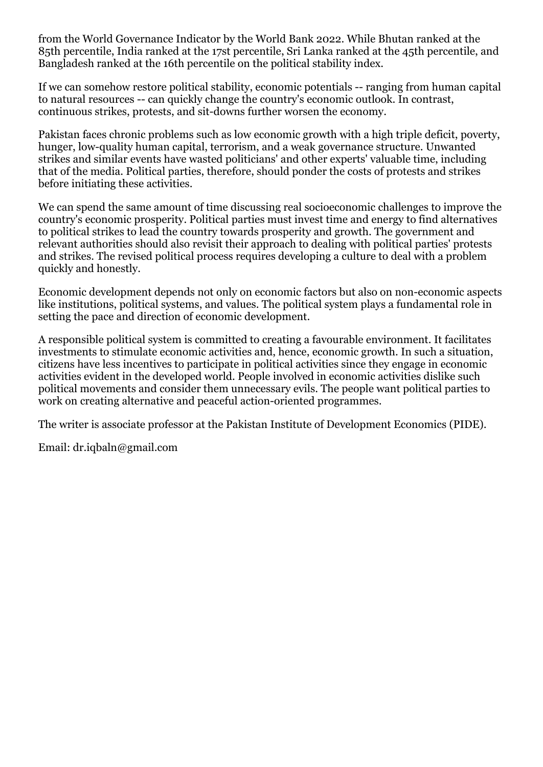from the World Governance Indicator by the World Bank 2022. While Bhutan ranked at the 85th percentile, India ranked at the 17st percentile, Sri Lanka ranked at the 45th percentile, and Bangladesh ranked at the 16th percentile on the political stability index.

If we can somehow restore political stability, economic potentials -- ranging from human capital to natural resources -- can quickly change the country's economic outlook. In contrast, continuous strikes, protests, and sit-downs further worsen the economy.

Pakistan faces chronic problems such as low economic growth with a high triple deficit, poverty, hunger, low-quality human capital, terrorism, and a weak governance structure. Unwanted strikes and similar events have wasted politicians' and other experts' valuable time, including that of the media. Political parties, therefore, should ponder the costs of protests and strikes before initiating these activities.

We can spend the same amount of time discussing real socioeconomic challenges to improve the country's economic prosperity. Political parties must invest time and energy to find alternatives to political strikes to lead the country towards prosperity and growth. The government and relevant authorities should also revisit their approach to dealing with political parties' protests and strikes. The revised political process requires developing a culture to deal with a problem quickly and honestly.

Economic development depends not only on economic factors but also on non-economic aspects like institutions, political systems, and values. The political system plays a fundamental role in setting the pace and direction of economic development.

A responsible political system is committed to creating a favourable environment. It facilitates investments to stimulate economic activities and, hence, economic growth. In such a situation, citizens have less incentives to participate in political activities since they engage in economic activities evident in the developed world. People involved in economic activities dislike such political movements and consider them unnecessary evils. The people want political parties to work on creating alternative and peaceful action-oriented programmes.

The writer is associate professor at the Pakistan Institute of Development Economics (PIDE).

Email: dr.iqbaln@gmail.com